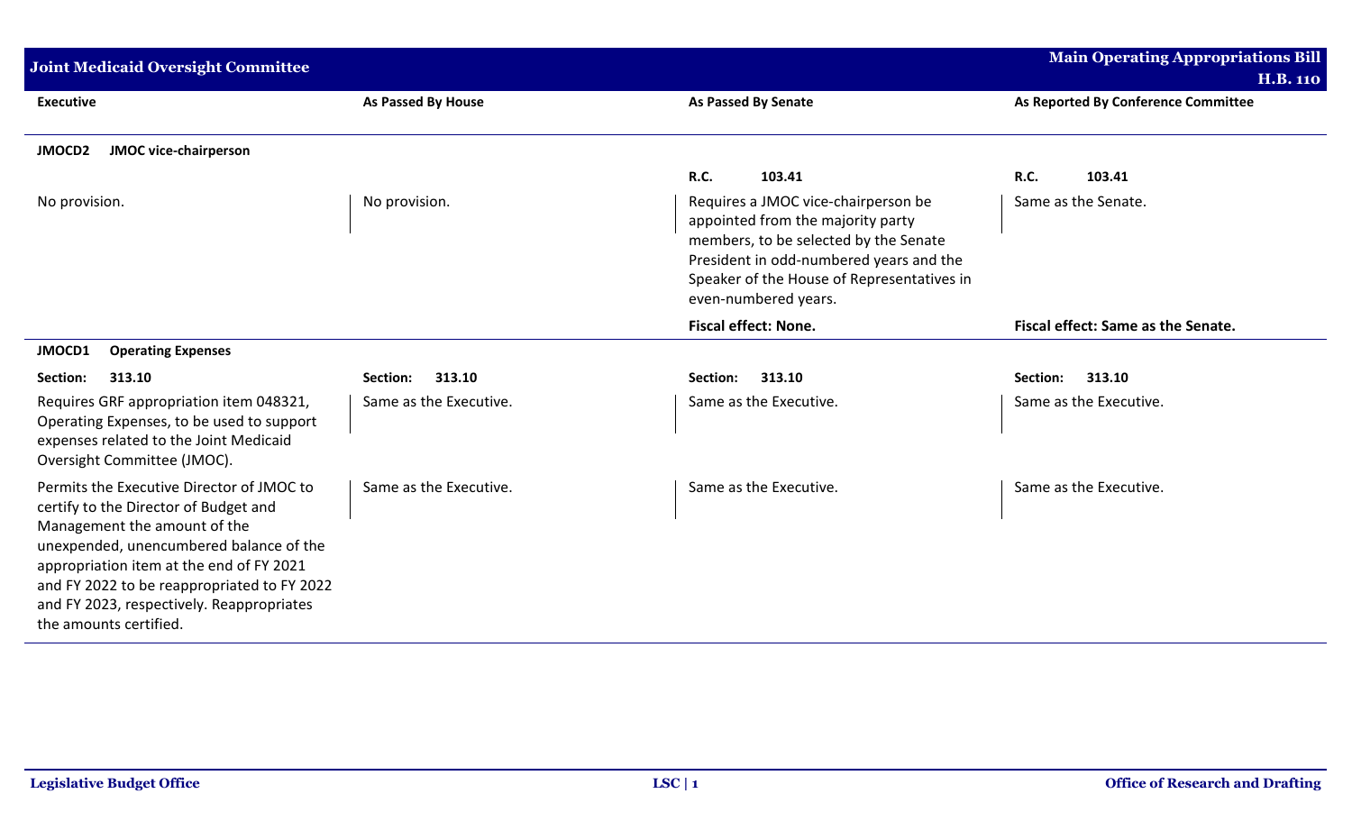## Joint Medicaid Oversight Committee

**Main Operating Appropriations Bill H.B. 110**

| Executive | As Passed By House | As Passed By Senate | As Reported By Conference Committee |
|---|---|---|---|
| **JMOCD2 JMOC vice-chairperson** | | | |
| | | **R.C.** 103.41 | **R.C.** 103.41 |
| No provision. | No provision. | Requires a JMOC vice-chairperson be appointed from the majority party members, to be selected by the Senate President in odd-numbered years and the Speaker of the House of Representatives in even-numbered years. | Same as the Senate. |
| | | **Fiscal effect: None.** | **Fiscal effect: Same as the Senate.** |
| **JMOCD1 Operating Expenses** | | | |
| **Section:** 313.10 | **Section:** 313.10 | **Section:** 313.10 | **Section:** 313.10 |
| Requires GRF appropriation item 048321, Operating Expenses, to be used to support expenses related to the Joint Medicaid Oversight Committee (JMOC). | Same as the Executive. | Same as the Executive. | Same as the Executive. |
| Permits the Executive Director of JMOC to certify to the Director of Budget and Management the amount of the unexpended, unencumbered balance of the appropriation item at the end of FY 2021 and FY 2022 to be reappropriated to FY 2022 and FY 2023, respectively. Reappropriates the amounts certified. | Same as the Executive. | Same as the Executive. | Same as the Executive. |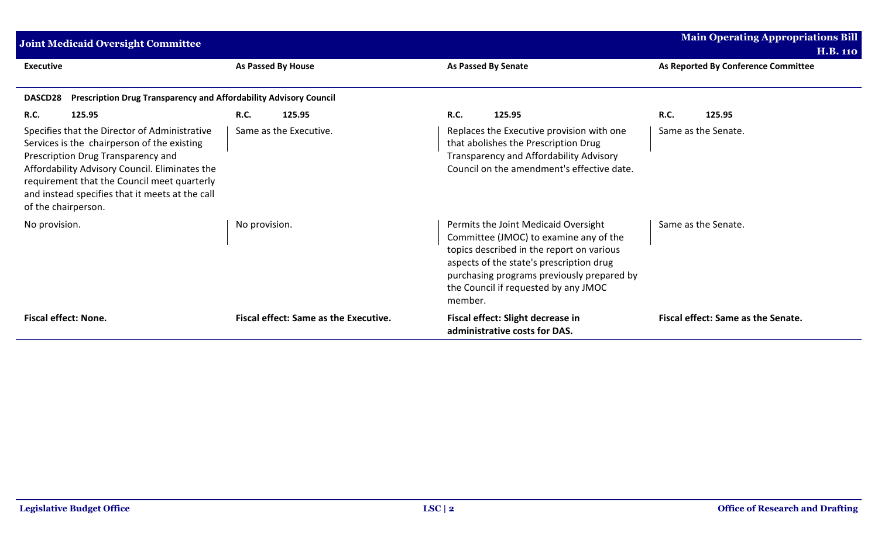| Executive | As Passed By House | As Passed By Senate | As Reported By Conference Committee |
|---|---|---|---|
| **DASCD28 Prescription Drug Transparency and Affordability Advisory Council** | | | |
| **R.C. 125.95** | **R.C. 125.95** | **R.C. 125.95** | **R.C. 125.95** |
| Specifies that the Director of Administrative Services is the chairperson of the existing Prescription Drug Transparency and Affordability Advisory Council. Eliminates the requirement that the Council meet quarterly and instead specifies that it meets at the call of the chairperson. | Same as the Executive. | Replaces the Executive provision with one that abolishes the Prescription Drug Transparency and Affordability Advisory Council on the amendment's effective date. | Same as the Senate. |
| No provision. | No provision. | Permits the Joint Medicaid Oversight Committee (JMOC) to examine any of the topics described in the report on various aspects of the state's prescription drug purchasing programs previously prepared by the Council if requested by any JMOC member. | Same as the Senate. |
| **Fiscal effect: None.** | **Fiscal effect: Same as the Executive.** | **Fiscal effect: Slight decrease in administrative costs for DAS.** | **Fiscal effect: Same as the Senate.** |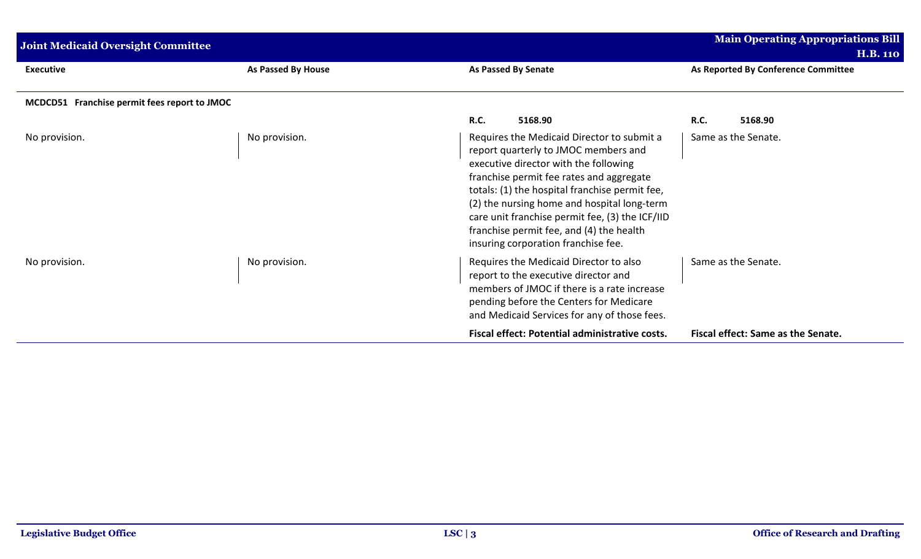| Executive | As Passed By House | As Passed By Senate | As Reported By Conference Committee |
|---|---|---|---|
| **MCDCD51 Franchise permit fees report to JMOC** | | | |
| | | **R.C. 5168.90** | **R.C. 5168.90** |
| No provision. | No provision. | Requires the Medicaid Director to submit a report quarterly to JMOC members and executive director with the following franchise permit fee rates and aggregate totals: (1) the hospital franchise permit fee, (2) the nursing home and hospital long-term care unit franchise permit fee, (3) the ICF/IID franchise permit fee, and (4) the health insuring corporation franchise fee. | Same as the Senate. |
| No provision. | No provision. | Requires the Medicaid Director to also report to the executive director and members of JMOC if there is a rate increase pending before the Centers for Medicare and Medicaid Services for any of those fees. | Same as the Senate. |
| | | **Fiscal effect: Potential administrative costs.** | **Fiscal effect: Same as the Senate.** |